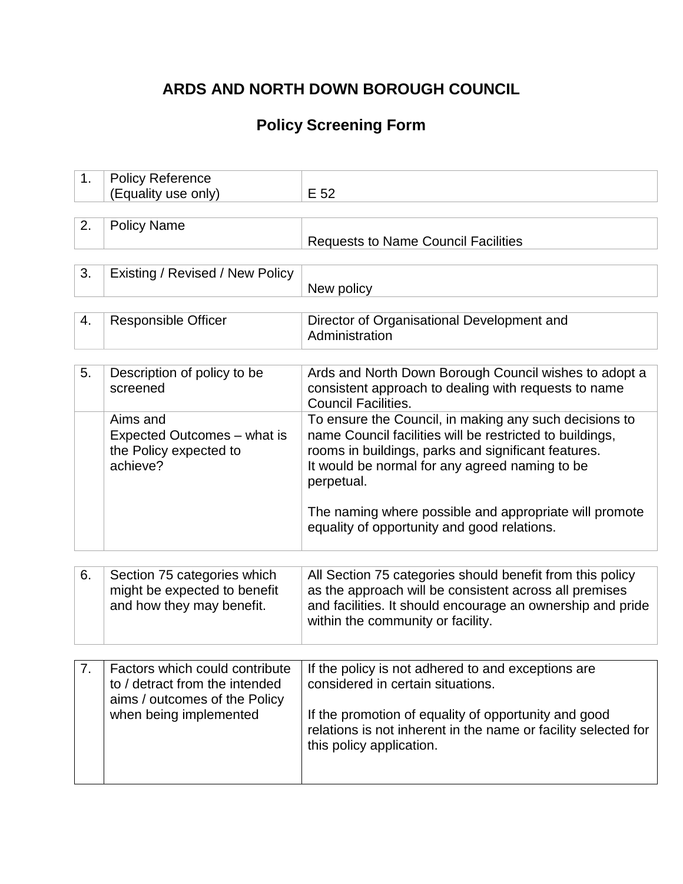# ARDS AND NORTH DOWN BOROUGH COUNCIL

## Policy Screening Form

| | | |
|---|---|---|
| 1. | Policy Reference (Equality use only) | E 52 |

| | | |
|---|---|---|
| 2. | Policy Name | Requests to Name Council Facilities |

| | | |
|---|---|---|
| 3. | Existing / Revised / New Policy | New policy |

| | | |
|---|---|---|
| 4. | Responsible Officer | Director of Organisational Development and Administration |

| | | |
|---|---|---|
| 5. | Description of policy to be screened | Ards and North Down Borough Council wishes to adopt a consistent approach to dealing with requests to name Council Facilities. |
| | Aims and Expected Outcomes – what is the Policy expected to achieve? | To ensure the Council, in making any such decisions to name Council facilities will be restricted to buildings, rooms in buildings, parks and significant features. It would be normal for any agreed naming to be perpetual.<br><br>The naming where possible and appropriate will promote equality of opportunity and good relations. |

| | | |
|---|---|---|
| 6. | Section 75 categories which might be expected to benefit and how they may benefit. | All Section 75 categories should benefit from this policy as the approach will be consistent across all premises and facilities. It should encourage an ownership and pride within the community or facility. |

| | | |
|---|---|---|
| 7. | Factors which could contribute to / detract from the intended aims / outcomes of the Policy when being implemented | If the policy is not adhered to and exceptions are considered in certain situations.<br><br>If the promotion of equality of opportunity and good relations is not inherent in the name or facility selected for this policy application. |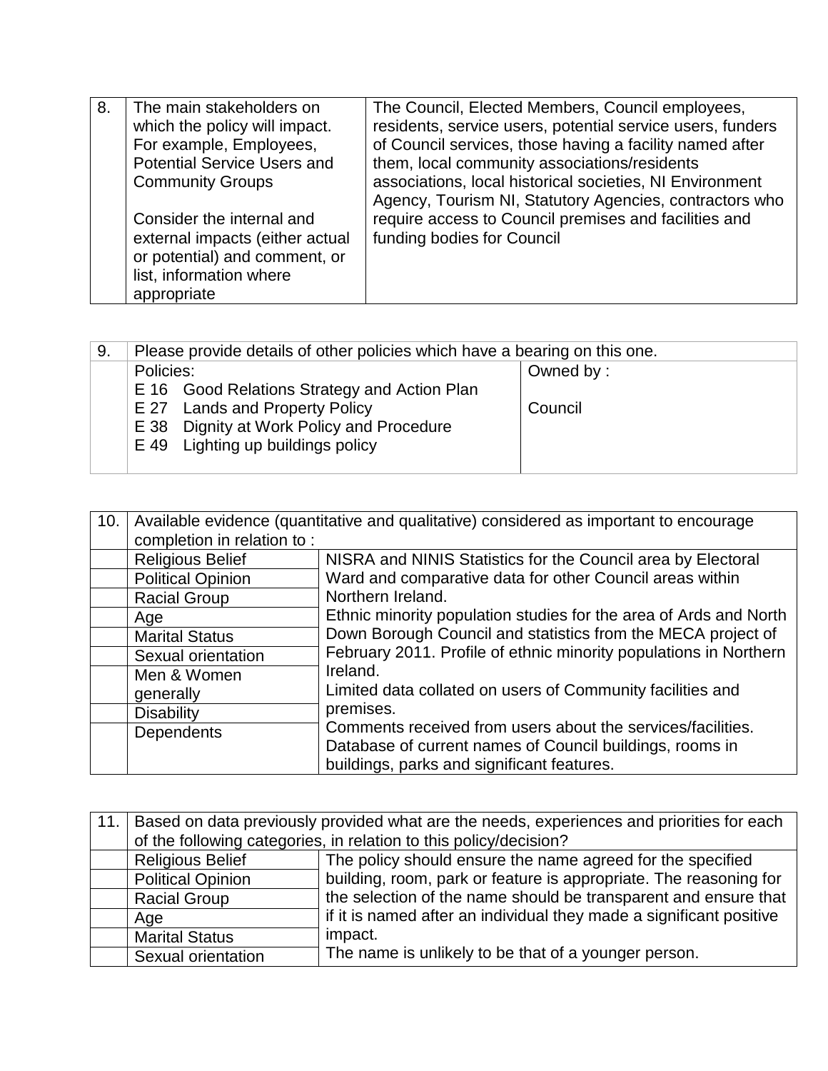| 8. | The main stakeholders on which the policy will impact. For example, Employees, Potential Service Users and Community Groups<br><br>Consider the internal and external impacts (either actual or potential) and comment, or list, information where appropriate | The Council, Elected Members, Council employees, residents, service users, potential service users, funders of Council services, those having a facility named after them, local community associations/residents associations, local historical societies, NI Environment Agency, Tourism NI, Statutory Agencies, contractors who require access to Council premises and facilities and funding bodies for Council |
|---|---|---|

| 9. | Please provide details of other policies which have a bearing on this one. | |
|---|---|---|
| | Policies:<br>E 16 Good Relations Strategy and Action Plan<br>E 27 Lands and Property Policy<br>E 38 Dignity at Work Policy and Procedure<br>E 49 Lighting up buildings policy | Owned by :<br><br>Council |

| 10. | Available evidence (quantitative and qualitative) considered as important to encourage completion in relation to : | |
|---|---|---|
| | Religious Belief | NISRA and NINIS Statistics for the Council area by Electoral Ward and comparative data for other Council areas within Northern Ireland.<br>Ethnic minority population studies for the area of Ards and North Down Borough Council and statistics from the MECA project of February 2011. Profile of ethnic minority populations in Northern Ireland.<br>Limited data collated on users of Community facilities and premises.<br>Comments received from users about the services/facilities.<br>Database of current names of Council buildings, rooms in buildings, parks and significant features. |
| | Political Opinion | |
| | Racial Group | |
| | Age | |
| | Marital Status | |
| | Sexual orientation | |
| | Men & Women generally | |
| | Disability | |
| | Dependents | |

| 11. | Based on data previously provided what are the needs, experiences and priorities for each of the following categories, in relation to this policy/decision? | |
|---|---|---|
| | Religious Belief | The policy should ensure the name agreed for the specified building, room, park or feature is appropriate. The reasoning for the selection of the name should be transparent and ensure that if it is named after an individual they made a significant positive impact.<br>The name is unlikely to be that of a younger person. |
| | Political Opinion | |
| | Racial Group | |
| | Age | |
| | Marital Status | |
| | Sexual orientation | |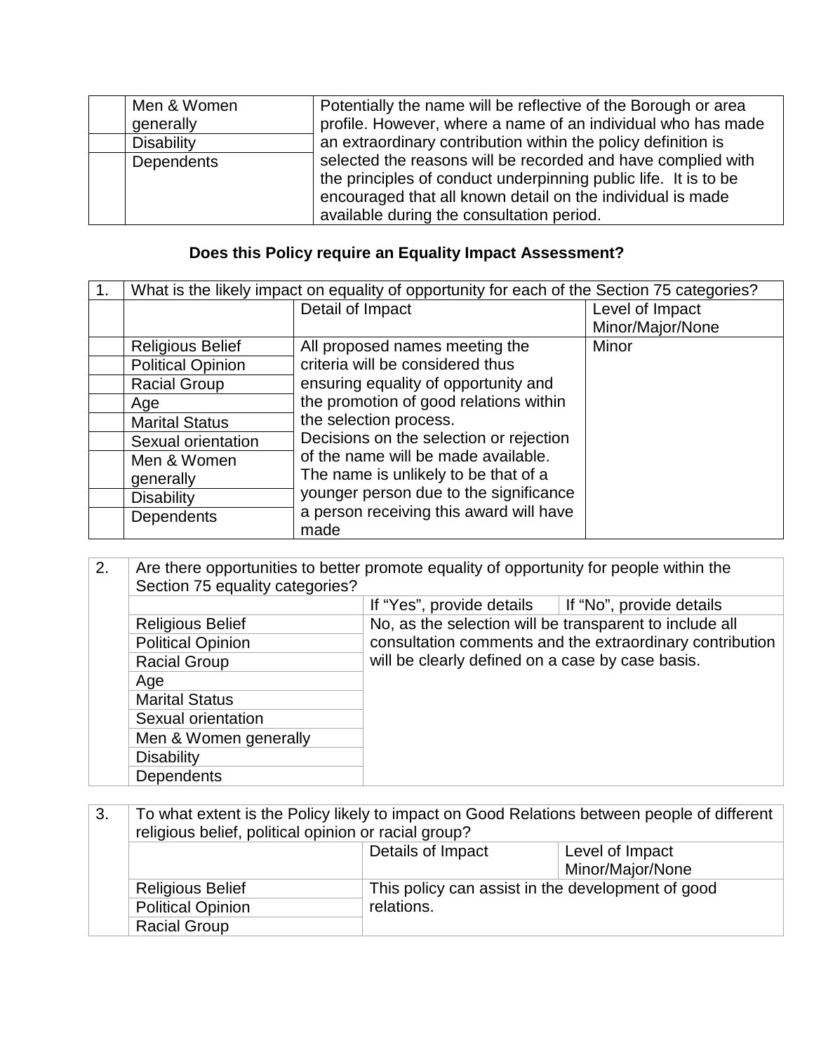| | | |
|---|---|---|
| | Men & Women generally | Potentially the name will be reflective of the Borough or area profile. However, where a name of an individual who has made an extraordinary contribution within the policy definition is selected the reasons will be recorded and have complied with the principles of conduct underpinning public life. It is to be encouraged that all known detail on the individual is made available during the consultation period. |
| | Disability | |
| | Dependents | |

**Does this Policy require an Equality Impact Assessment?**

| 1. | What is the likely impact on equality of opportunity for each of the Section 75 categories? | | |
|---|---|---|---|
| | | Detail of Impact | Level of Impact Minor/Major/None |
| | Religious Belief | All proposed names meeting the criteria will be considered thus ensuring equality of opportunity and the promotion of good relations within the selection process. Decisions on the selection or rejection of the name will be made available. The name is unlikely to be that of a younger person due to the significance a person receiving this award will have made | Minor |
| | Political Opinion | | |
| | Racial Group | | |
| | Age | | |
| | Marital Status | | |
| | Sexual orientation | | |
| | Men & Women generally | | |
| | Disability | | |
| | Dependents | | |

| 2. | Are there opportunities to better promote equality of opportunity for people within the Section 75 equality categories? | | |
|---|---|---|---|
| | | If "Yes", provide details | If "No", provide details |
| | Religious Belief | No, as the selection will be transparent to include all consultation comments and the extraordinary contribution will be clearly defined on a case by case basis. | |
| | Political Opinion | | |
| | Racial Group | | |
| | Age | | |
| | Marital Status | | |
| | Sexual orientation | | |
| | Men & Women generally | | |
| | Disability | | |
| | Dependents | | |

| 3. | To what extent is the Policy likely to impact on Good Relations between people of different religious belief, political opinion or racial group? | | |
|---|---|---|---|
| | | Details of Impact | Level of Impact Minor/Major/None |
| | Religious Belief | This policy can assist in the development of good relations. | |
| | Political Opinion | | |
| | Racial Group | | |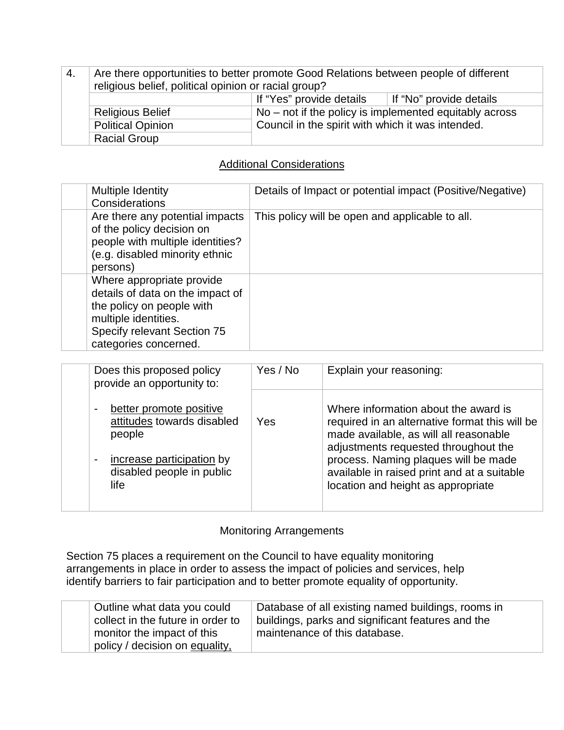| 4. | Are there opportunities to better promote Good Relations between people of different religious belief, political opinion or racial group? | | |
|---|---|---|---|
| | | If "Yes" provide details | If "No" provide details |
| | Religious Belief | No – not if the policy is implemented equitably across Council in the spirit with which it was intended. | |
| | Political Opinion | | |
| | Racial Group | | |

## Additional Considerations

| | Multiple Identity Considerations | Details of Impact or potential impact (Positive/Negative) |
|---|---|---|
| | Are there any potential impacts of the policy decision on people with multiple identities? (e.g. disabled minority ethnic persons) | This policy will be open and applicable to all. |
| | Where appropriate provide details of data on the impact of the policy on people with multiple identities. Specify relevant Section 75 categories concerned. | |

| | Does this proposed policy provide an opportunity to: | Yes / No | Explain your reasoning: |
|---|---|---|---|
| | - better promote positive attitudes towards disabled people<br>- increase participation by disabled people in public life | Yes | Where information about the award is required in an alternative format this will be made available, as will all reasonable adjustments requested throughout the process. Naming plaques will be made available in raised print and at a suitable location and height as appropriate |

## Monitoring Arrangements

Section 75 places a requirement on the Council to have equality monitoring arrangements in place in order to assess the impact of policies and services, help identify barriers to fair participation and to better promote equality of opportunity.

| | Outline what data you could collect in the future in order to monitor the impact of this policy / decision on equality, | Database of all existing named buildings, rooms in buildings, parks and significant features and the maintenance of this database. |
|---|---|---|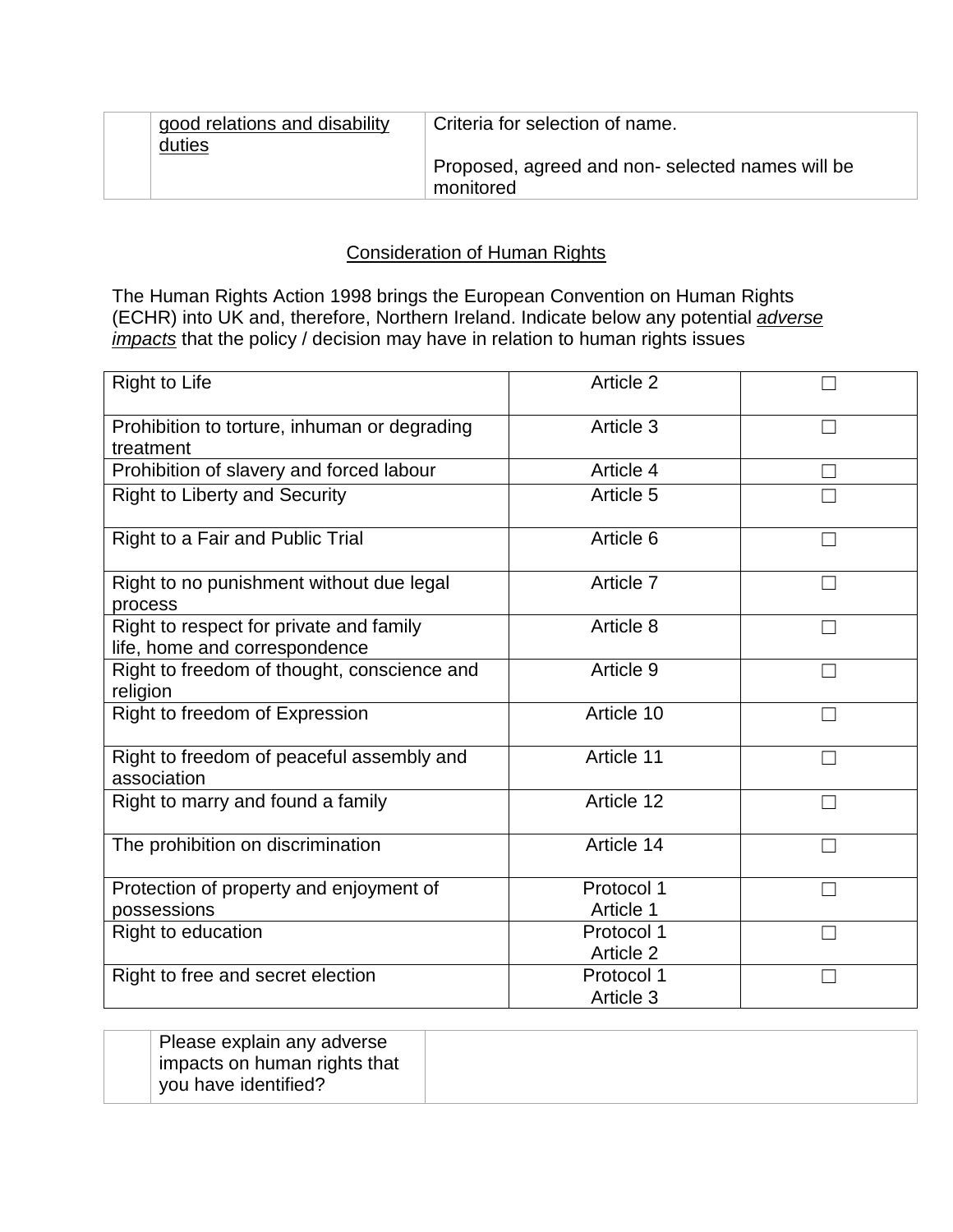| | good relations and disability duties | Criteria for selection of name.<br><br>Proposed, agreed and non- selected names will be monitored |
|---|---|---|

## Consideration of Human Rights

The Human Rights Action 1998 brings the European Convention on Human Rights (ECHR) into UK and, therefore, Northern Ireland. Indicate below any potential ***adverse impacts*** that the policy / decision may have in relation to human rights issues

| | | |
|---|---|---|
| Right to Life | Article 2 | ☐ |
| Prohibition to torture, inhuman or degrading treatment | Article 3 | ☐ |
| Prohibition of slavery and forced labour | Article 4 | ☐ |
| Right to Liberty and Security | Article 5 | ☐ |
| Right to a Fair and Public Trial | Article 6 | ☐ |
| Right to no punishment without due legal process | Article 7 | ☐ |
| Right to respect for private and family life, home and correspondence | Article 8 | ☐ |
| Right to freedom of thought, conscience and religion | Article 9 | ☐ |
| Right to freedom of Expression | Article 10 | ☐ |
| Right to freedom of peaceful assembly and association | Article 11 | ☐ |
| Right to marry and found a family | Article 12 | ☐ |
| The prohibition on discrimination | Article 14 | ☐ |
| Protection of property and enjoyment of possessions | Protocol 1 Article 1 | ☐ |
| Right to education | Protocol 1 Article 2 | ☐ |
| Right to free and secret election | Protocol 1 Article 3 | ☐ |

| | Please explain any adverse impacts on human rights that you have identified? | |
|---|---|---|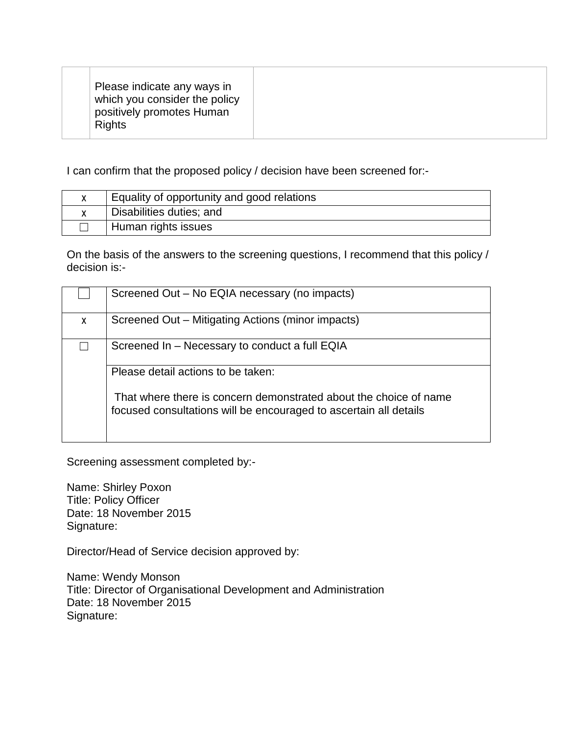| | Please indicate any ways in which you consider the policy positively promotes Human Rights | |
|---|---|---|

I can confirm that the proposed policy / decision have been screened for:-

| | |
|---|---|
| x | Equality of opportunity and good relations |
| x | Disabilities duties; and |
| ☐ | Human rights issues |

On the basis of the answers to the screening questions, I recommend that this policy / decision is:-

| | |
|---|---|
| ☐ | Screened Out – No EQIA necessary (no impacts) |
| x | Screened Out – Mitigating Actions (minor impacts) |
| ☐ | Screened In – Necessary to conduct a full EQIA |
| | Please detail actions to be taken:<br><br>That where there is concern demonstrated about the choice of name focused consultations will be encouraged to ascertain all details |

Screening assessment completed by:-

Name: Shirley Poxon
Title: Policy Officer
Date: 18 November 2015
Signature:

Director/Head of Service decision approved by:

Name: Wendy Monson
Title: Director of Organisational Development and Administration
Date: 18 November 2015
Signature: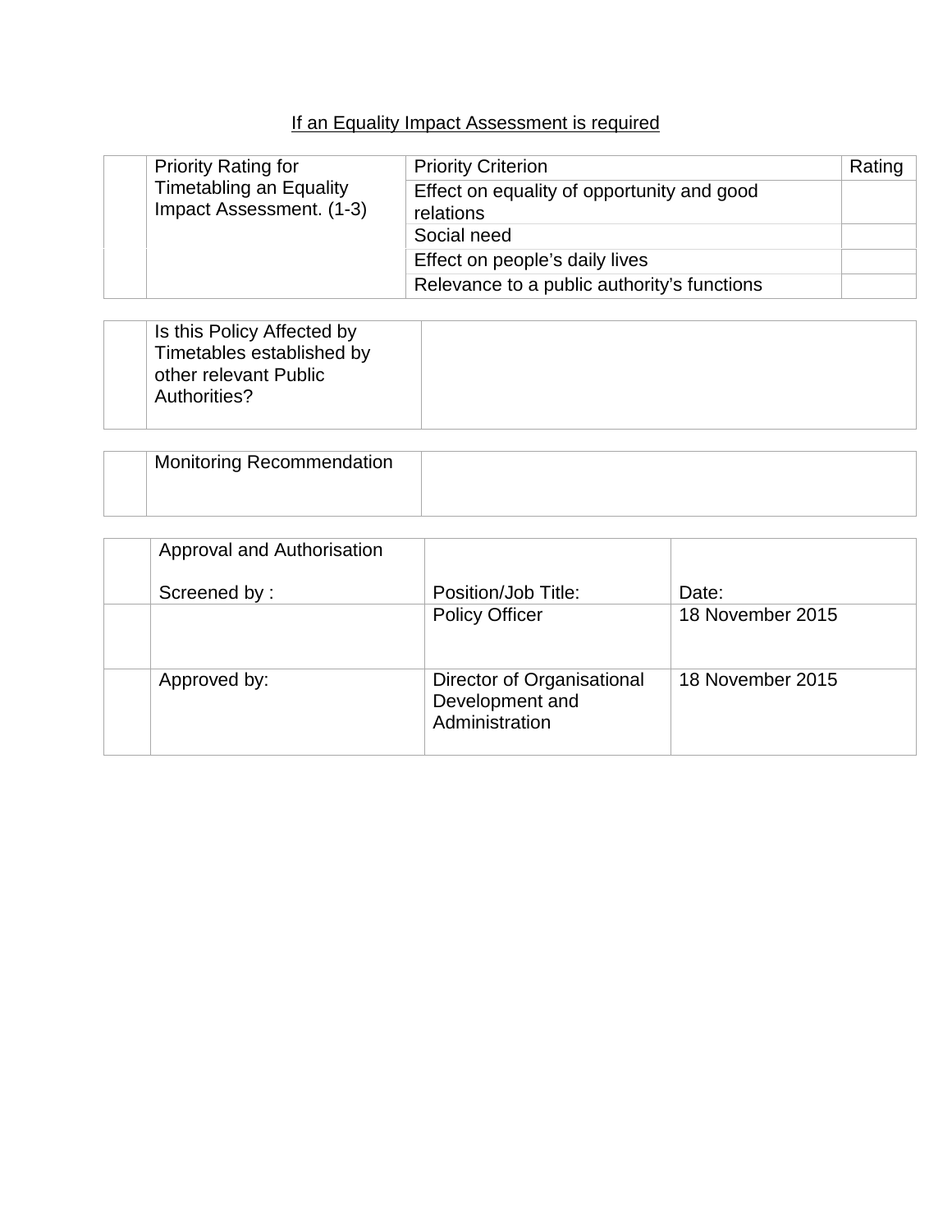<u>If an Equality Impact Assessment is required</u>

| | | | |
|---|---|---|---|
| | Priority Rating for Timetabling an Equality Impact Assessment. (1-3) | Priority Criterion | Rating |
| | | Effect on equality of opportunity and good relations | |
| | | Social need | |
| | | Effect on people's daily lives | |
| | | Relevance to a public authority's functions | |

| | | |
|---|---|---|
| | Is this Policy Affected by Timetables established by other relevant Public Authorities? | |

| | | |
|---|---|---|
| | Monitoring Recommendation | |

| | | | |
|---|---|---|---|
| | Approval and Authorisation<br><br>Screened by : | Position/Job Title: | Date: |
| | | Policy Officer | 18 November 2015 |
| | Approved by: | Director of Organisational Development and Administration | 18 November 2015 |